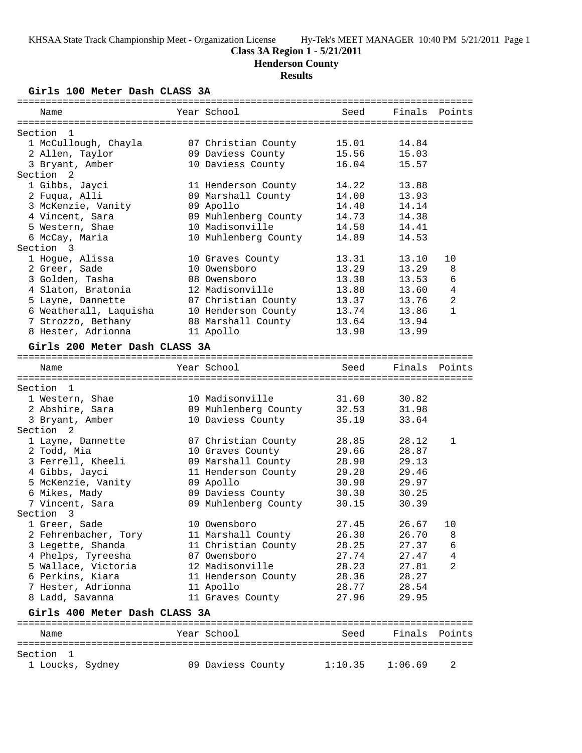KHSAA State Track Championship Meet - Organization License    Hy-Tek's MEET MANAGER 10:40 PM 5/21/2011 Page 1

# Class 3A Region 1 - 5/21/2011

## Henderson County

### Results

#### Girls 100 Meter Dash CLASS 3A

| | Name | Year | School | Seed | Finals | Points |
|---|---|---|---|---|---|---|
| **Section 1** | | | | | | |
| 1 | McCullough, Chayla | 07 | Christian County | 15.01 | 14.84 | |
| 2 | Allen, Taylor | 09 | Daviess County | 15.56 | 15.03 | |
| 3 | Bryant, Amber | 10 | Daviess County | 16.04 | 15.57 | |
| **Section 2** | | | | | | |
| 1 | Gibbs, Jayci | 11 | Henderson County | 14.22 | 13.88 | |
| 2 | Fuqua, Alli | 09 | Marshall County | 14.00 | 13.93 | |
| 3 | McKenzie, Vanity | 09 | Apollo | 14.40 | 14.14 | |
| 4 | Vincent, Sara | 09 | Muhlenberg County | 14.73 | 14.38 | |
| 5 | Western, Shae | 10 | Madisonville | 14.50 | 14.41 | |
| 6 | McCay, Maria | 10 | Muhlenberg County | 14.89 | 14.53 | |
| **Section 3** | | | | | | |
| 1 | Hogue, Alissa | 10 | Graves County | 13.31 | 13.10 | 10 |
| 2 | Greer, Sade | 10 | Owensboro | 13.29 | 13.29 | 8 |
| 3 | Golden, Tasha | 08 | Owensboro | 13.30 | 13.53 | 6 |
| 4 | Slaton, Bratonia | 12 | Madisonville | 13.80 | 13.60 | 4 |
| 5 | Layne, Dannette | 07 | Christian County | 13.37 | 13.76 | 2 |
| 6 | Weatherall, Laquisha | 10 | Henderson County | 13.74 | 13.86 | 1 |
| 7 | Strozzo, Bethany | 08 | Marshall County | 13.64 | 13.94 | |
| 8 | Hester, Adrionna | 11 | Apollo | 13.90 | 13.99 | |

#### Girls 200 Meter Dash CLASS 3A

| | Name | Year | School | Seed | Finals | Points |
|---|---|---|---|---|---|---|
| **Section 1** | | | | | | |
| 1 | Western, Shae | 10 | Madisonville | 31.60 | 30.82 | |
| 2 | Abshire, Sara | 09 | Muhlenberg County | 32.53 | 31.98 | |
| 3 | Bryant, Amber | 10 | Daviess County | 35.19 | 33.64 | |
| **Section 2** | | | | | | |
| 1 | Layne, Dannette | 07 | Christian County | 28.85 | 28.12 | 1 |
| 2 | Todd, Mia | 10 | Graves County | 29.66 | 28.87 | |
| 3 | Ferrell, Kheeli | 09 | Marshall County | 28.90 | 29.13 | |
| 4 | Gibbs, Jayci | 11 | Henderson County | 29.20 | 29.46 | |
| 5 | McKenzie, Vanity | 09 | Apollo | 30.90 | 29.97 | |
| 6 | Mikes, Mady | 09 | Daviess County | 30.30 | 30.25 | |
| 7 | Vincent, Sara | 09 | Muhlenberg County | 30.15 | 30.39 | |
| **Section 3** | | | | | | |
| 1 | Greer, Sade | 10 | Owensboro | 27.45 | 26.67 | 10 |
| 2 | Fehrenbacher, Tory | 11 | Marshall County | 26.30 | 26.70 | 8 |
| 3 | Legette, Shanda | 11 | Christian County | 28.25 | 27.37 | 6 |
| 4 | Phelps, Tyreesha | 07 | Owensboro | 27.74 | 27.47 | 4 |
| 5 | Wallace, Victoria | 12 | Madisonville | 28.23 | 27.81 | 2 |
| 6 | Perkins, Kiara | 11 | Henderson County | 28.36 | 28.27 | |
| 7 | Hester, Adrionna | 11 | Apollo | 28.77 | 28.54 | |
| 8 | Ladd, Savanna | 11 | Graves County | 27.96 | 29.95 | |

#### Girls 400 Meter Dash CLASS 3A

| | Name | Year | School | Seed | Finals | Points |
|---|---|---|---|---|---|---|
| **Section 1** | | | | | | |
| 1 | Loucks, Sydney | 09 | Daviess County | 1:10.35 | 1:06.69 | 2 |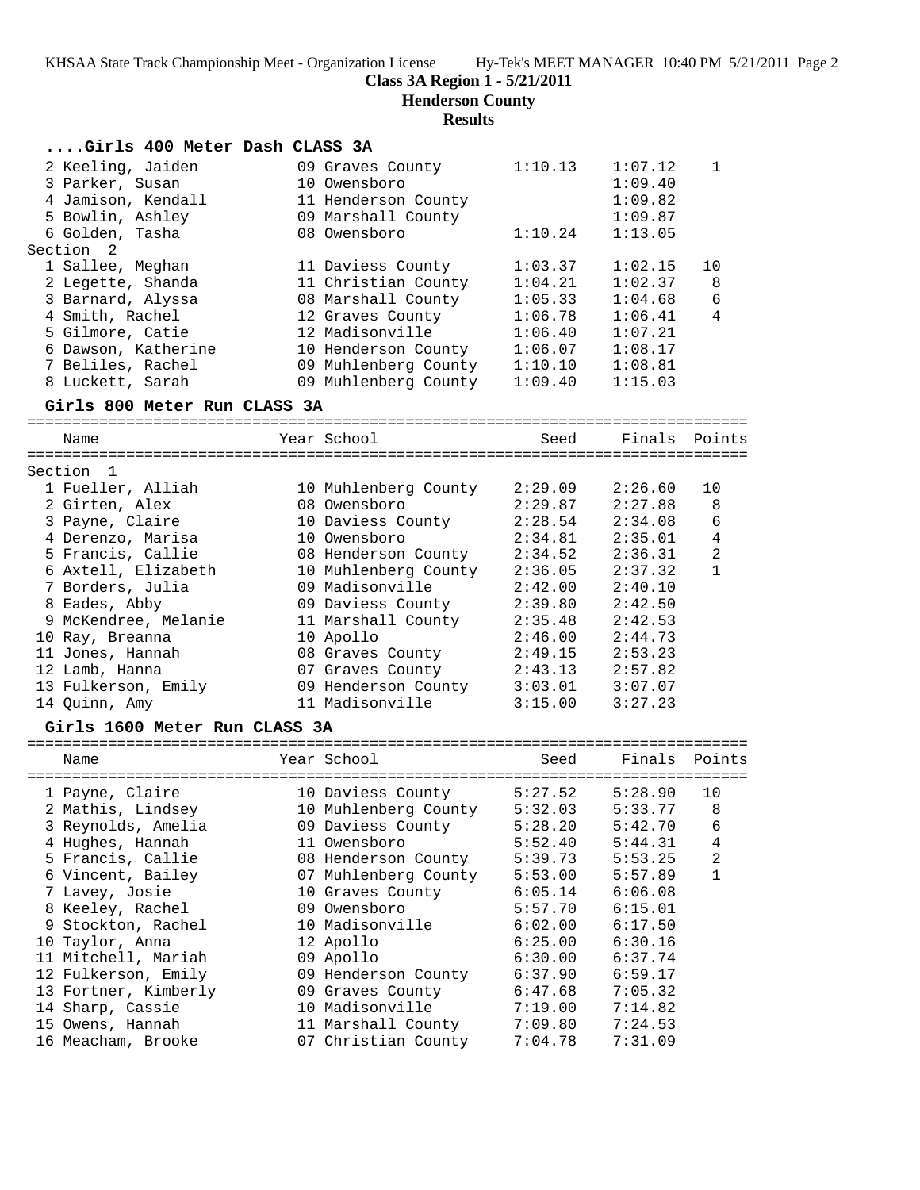**Class 3A Region 1 - 5/21/2011**

**Henderson County**

**Results**

## ....Girls 400 Meter Dash CLASS 3A

| Name | Year | School | Seed | Finals | Points |
|---|---|---|---|---|---|
| 2 Keeling, Jaiden | 09 | Graves County | 1:10.13 | 1:07.12 | 1 |
| 3 Parker, Susan | 10 | Owensboro | | 1:09.40 | |
| 4 Jamison, Kendall | 11 | Henderson County | | 1:09.82 | |
| 5 Bowlin, Ashley | 09 | Marshall County | | 1:09.87 | |
| 6 Golden, Tasha | 08 | Owensboro | 1:10.24 | 1:13.05 | |
| **Section 2** | | | | | |
| 1 Sallee, Meghan | 11 | Daviess County | 1:03.37 | 1:02.15 | 10 |
| 2 Legette, Shanda | 11 | Christian County | 1:04.21 | 1:02.37 | 8 |
| 3 Barnard, Alyssa | 08 | Marshall County | 1:05.33 | 1:04.68 | 6 |
| 4 Smith, Rachel | 12 | Graves County | 1:06.78 | 1:06.41 | 4 |
| 5 Gilmore, Catie | 12 | Madisonville | 1:06.40 | 1:07.21 | |
| 6 Dawson, Katherine | 10 | Henderson County | 1:06.07 | 1:08.17 | |
| 7 Beliles, Rachel | 09 | Muhlenberg County | 1:10.10 | 1:08.81 | |
| 8 Luckett, Sarah | 09 | Muhlenberg County | 1:09.40 | 1:15.03 | |

## Girls 800 Meter Run CLASS 3A

| Name | Year | School | Seed | Finals | Points |
|---|---|---|---|---|---|
| **Section 1** | | | | | |
| 1 Fueller, Alliah | 10 | Muhlenberg County | 2:29.09 | 2:26.60 | 10 |
| 2 Girten, Alex | 08 | Owensboro | 2:29.87 | 2:27.88 | 8 |
| 3 Payne, Claire | 10 | Daviess County | 2:28.54 | 2:34.08 | 6 |
| 4 Derenzo, Marisa | 10 | Owensboro | 2:34.81 | 2:35.01 | 4 |
| 5 Francis, Callie | 08 | Henderson County | 2:34.52 | 2:36.31 | 2 |
| 6 Axtell, Elizabeth | 10 | Muhlenberg County | 2:36.05 | 2:37.32 | 1 |
| 7 Borders, Julia | 09 | Madisonville | 2:42.00 | 2:40.10 | |
| 8 Eades, Abby | 09 | Daviess County | 2:39.80 | 2:42.50 | |
| 9 McKendree, Melanie | 11 | Marshall County | 2:35.48 | 2:42.53 | |
| 10 Ray, Breanna | 10 | Apollo | 2:46.00 | 2:44.73 | |
| 11 Jones, Hannah | 08 | Graves County | 2:49.15 | 2:53.23 | |
| 12 Lamb, Hanna | 07 | Graves County | 2:43.13 | 2:57.82 | |
| 13 Fulkerson, Emily | 09 | Henderson County | 3:03.01 | 3:07.07 | |
| 14 Quinn, Amy | 11 | Madisonville | 3:15.00 | 3:27.23 | |

## Girls 1600 Meter Run CLASS 3A

| Name | Year | School | Seed | Finals | Points |
|---|---|---|---|---|---|
| 1 Payne, Claire | 10 | Daviess County | 5:27.52 | 5:28.90 | 10 |
| 2 Mathis, Lindsey | 10 | Muhlenberg County | 5:32.03 | 5:33.77 | 8 |
| 3 Reynolds, Amelia | 09 | Daviess County | 5:28.20 | 5:42.70 | 6 |
| 4 Hughes, Hannah | 11 | Owensboro | 5:52.40 | 5:44.31 | 4 |
| 5 Francis, Callie | 08 | Henderson County | 5:39.73 | 5:53.25 | 2 |
| 6 Vincent, Bailey | 07 | Muhlenberg County | 5:53.00 | 5:57.89 | 1 |
| 7 Lavey, Josie | 10 | Graves County | 6:05.14 | 6:06.08 | |
| 8 Keeley, Rachel | 09 | Owensboro | 5:57.70 | 6:15.01 | |
| 9 Stockton, Rachel | 10 | Madisonville | 6:02.00 | 6:17.50 | |
| 10 Taylor, Anna | 12 | Apollo | 6:25.00 | 6:30.16 | |
| 11 Mitchell, Mariah | 09 | Apollo | 6:30.00 | 6:37.74 | |
| 12 Fulkerson, Emily | 09 | Henderson County | 6:37.90 | 6:59.17 | |
| 13 Fortner, Kimberly | 09 | Graves County | 6:47.68 | 7:05.32 | |
| 14 Sharp, Cassie | 10 | Madisonville | 7:19.00 | 7:14.82 | |
| 15 Owens, Hannah | 11 | Marshall County | 7:09.80 | 7:24.53 | |
| 16 Meacham, Brooke | 07 | Christian County | 7:04.78 | 7:31.09 | |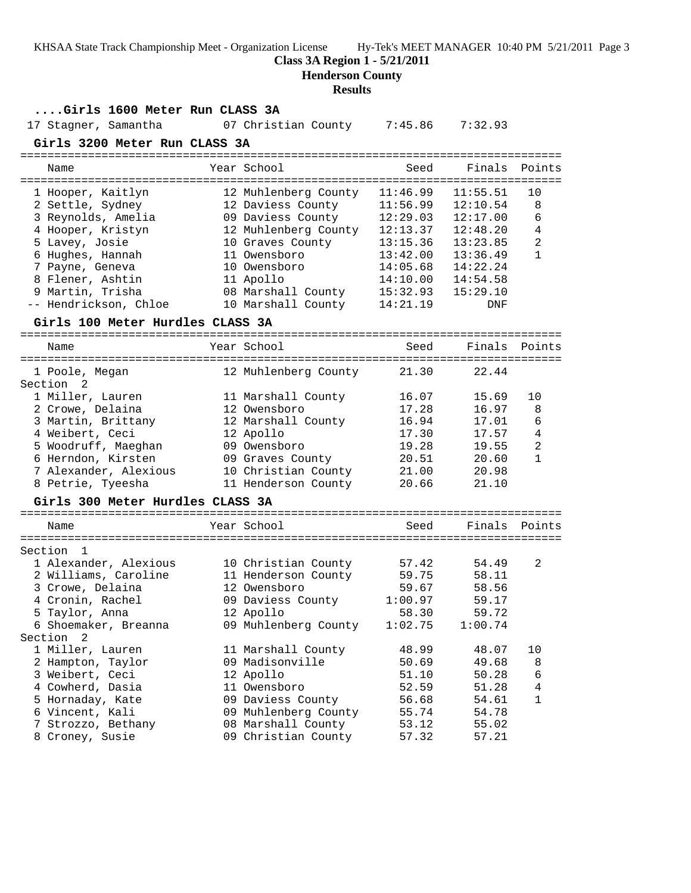**Class 3A Region 1 - 5/21/2011**

**Henderson County**

**Results**

### ....Girls 1600 Meter Run CLASS 3A

| Place | Name | Year | School | Seed | Finals | Points |
|---|---|---|---|---|---|---|
| 17 | Stagner, Samantha | 07 | Christian County | 7:45.86 | 7:32.93 | |

### Girls 3200 Meter Run CLASS 3A

| Place | Name | Year | School | Seed | Finals | Points |
|---|---|---|---|---|---|---|
| 1 | Hooper, Kaitlyn | 12 | Muhlenberg County | 11:46.99 | 11:55.51 | 10 |
| 2 | Settle, Sydney | 12 | Daviess County | 11:56.99 | 12:10.54 | 8 |
| 3 | Reynolds, Amelia | 09 | Daviess County | 12:29.03 | 12:17.00 | 6 |
| 4 | Hooper, Kristyn | 12 | Muhlenberg County | 12:13.37 | 12:48.20 | 4 |
| 5 | Lavey, Josie | 10 | Graves County | 13:15.36 | 13:23.85 | 2 |
| 6 | Hughes, Hannah | 11 | Owensboro | 13:42.00 | 13:36.49 | 1 |
| 7 | Payne, Geneva | 10 | Owensboro | 14:05.68 | 14:22.24 | |
| 8 | Flener, Ashtin | 11 | Apollo | 14:10.00 | 14:54.58 | |
| 9 | Martin, Trisha | 08 | Marshall County | 15:32.93 | 15:29.10 | |
| -- | Hendrickson, Chloe | 10 | Marshall County | 14:21.19 | DNF | |

### Girls 100 Meter Hurdles CLASS 3A

| Place | Name | Year | School | Seed | Finals | Points |
|---|---|---|---|---|---|---|
| 1 | Poole, Megan | 12 | Muhlenberg County | 21.30 | 22.44 | |
| Section 2 | | | | | | |
| 1 | Miller, Lauren | 11 | Marshall County | 16.07 | 15.69 | 10 |
| 2 | Crowe, Delaina | 12 | Owensboro | 17.28 | 16.97 | 8 |
| 3 | Martin, Brittany | 12 | Marshall County | 16.94 | 17.01 | 6 |
| 4 | Weibert, Ceci | 12 | Apollo | 17.30 | 17.57 | 4 |
| 5 | Woodruff, Maeghan | 09 | Owensboro | 19.28 | 19.55 | 2 |
| 6 | Herndon, Kirsten | 09 | Graves County | 20.51 | 20.60 | 1 |
| 7 | Alexander, Alexious | 10 | Christian County | 21.00 | 20.98 | |
| 8 | Petrie, Tyeesha | 11 | Henderson County | 20.66 | 21.10 | |

### Girls 300 Meter Hurdles CLASS 3A

| Place | Name | Year | School | Seed | Finals | Points |
|---|---|---|---|---|---|---|
| Section 1 | | | | | | |
| 1 | Alexander, Alexious | 10 | Christian County | 57.42 | 54.49 | 2 |
| 2 | Williams, Caroline | 11 | Henderson County | 59.75 | 58.11 | |
| 3 | Crowe, Delaina | 12 | Owensboro | 59.67 | 58.56 | |
| 4 | Cronin, Rachel | 09 | Daviess County | 1:00.97 | 59.17 | |
| 5 | Taylor, Anna | 12 | Apollo | 58.30 | 59.72 | |
| 6 | Shoemaker, Breanna | 09 | Muhlenberg County | 1:02.75 | 1:00.74 | |
| Section 2 | | | | | | |
| 1 | Miller, Lauren | 11 | Marshall County | 48.99 | 48.07 | 10 |
| 2 | Hampton, Taylor | 09 | Madisonville | 50.69 | 49.68 | 8 |
| 3 | Weibert, Ceci | 12 | Apollo | 51.10 | 50.28 | 6 |
| 4 | Cowherd, Dasia | 11 | Owensboro | 52.59 | 51.28 | 4 |
| 5 | Hornaday, Kate | 09 | Daviess County | 56.68 | 54.61 | 1 |
| 6 | Vincent, Kali | 09 | Muhlenberg County | 55.74 | 54.78 | |
| 7 | Strozzo, Bethany | 08 | Marshall County | 53.12 | 55.02 | |
| 8 | Croney, Susie | 09 | Christian County | 57.32 | 57.21 | |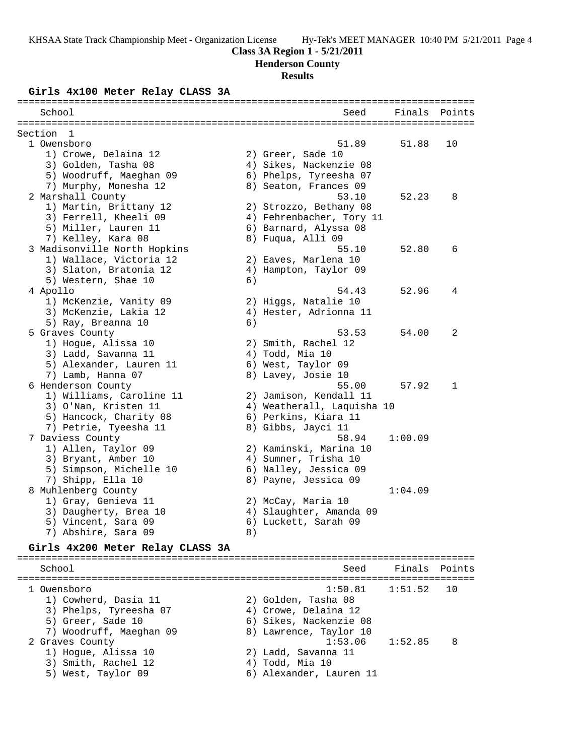**Class 3A Region 1 - 5/21/2011**

**Henderson County**

**Results**

## Girls 4x100 Meter Relay CLASS 3A

| School | Seed | Finals | Points |
|---|---|---|---|
| **Section 1** | | | |
| 1 Owensboro | 51.89 | 51.88 | 10 |
| 1) Crowe, Delaina 12; 2) Greer, Sade 10; 3) Golden, Tasha 08; 4) Sikes, Nackenzie 08; 5) Woodruff, Maeghan 09; 6) Phelps, Tyreesha 07; 7) Murphy, Monesha 12; 8) Seaton, Frances 09 | | | |
| 2 Marshall County | 53.10 | 52.23 | 8 |
| 1) Martin, Brittany 12; 2) Strozzo, Bethany 08; 3) Ferrell, Kheeli 09; 4) Fehrenbacher, Tory 11; 5) Miller, Lauren 11; 6) Barnard, Alyssa 08; 7) Kelley, Kara 08; 8) Fuqua, Alli 09 | | | |
| 3 Madisonville North Hopkins | 55.10 | 52.80 | 6 |
| 1) Wallace, Victoria 12; 2) Eaves, Marlena 10; 3) Slaton, Bratonia 12; 4) Hampton, Taylor 09; 5) Western, Shae 10; 6) | | | |
| 4 Apollo | 54.43 | 52.96 | 4 |
| 1) McKenzie, Vanity 09; 2) Higgs, Natalie 10; 3) McKenzie, Lakia 12; 4) Hester, Adrionna 11; 5) Ray, Breanna 10; 6) | | | |
| 5 Graves County | 53.53 | 54.00 | 2 |
| 1) Hogue, Alissa 10; 2) Smith, Rachel 12; 3) Ladd, Savanna 11; 4) Todd, Mia 10; 5) Alexander, Lauren 11; 6) West, Taylor 09; 7) Lamb, Hanna 07; 8) Lavey, Josie 10 | | | |
| 6 Henderson County | 55.00 | 57.92 | 1 |
| 1) Williams, Caroline 11; 2) Jamison, Kendall 11; 3) O'Nan, Kristen 11; 4) Weatherall, Laquisha 10; 5) Hancock, Charity 08; 6) Perkins, Kiara 11; 7) Petrie, Tyeesha 11; 8) Gibbs, Jayci 11 | | | |
| 7 Daviess County | 58.94 | 1:00.09 | |
| 1) Allen, Taylor 09; 2) Kaminski, Marina 10; 3) Bryant, Amber 10; 4) Sumner, Trisha 10; 5) Simpson, Michelle 10; 6) Nalley, Jessica 09; 7) Shipp, Ella 10; 8) Payne, Jessica 09 | | | |
| 8 Muhlenberg County | | 1:04.09 | |
| 1) Gray, Genieva 11; 2) McCay, Maria 10; 3) Daugherty, Brea 10; 4) Slaughter, Amanda 09; 5) Vincent, Sara 09; 6) Luckett, Sarah 09; 7) Abshire, Sara 09; 8) | | | |

## Girls 4x200 Meter Relay CLASS 3A

| School | Seed | Finals | Points |
|---|---|---|---|
| 1 Owensboro | 1:50.81 | 1:51.52 | 10 |
| 1) Cowherd, Dasia 11; 2) Golden, Tasha 08; 3) Phelps, Tyreesha 07; 4) Crowe, Delaina 12; 5) Greer, Sade 10; 6) Sikes, Nackenzie 08; 7) Woodruff, Maeghan 09; 8) Lawrence, Taylor 10 | | | |
| 2 Graves County | 1:53.06 | 1:52.85 | 8 |
| 1) Hogue, Alissa 10; 2) Ladd, Savanna 11; 3) Smith, Rachel 12; 4) Todd, Mia 10; 5) West, Taylor 09; 6) Alexander, Lauren 11 | | | |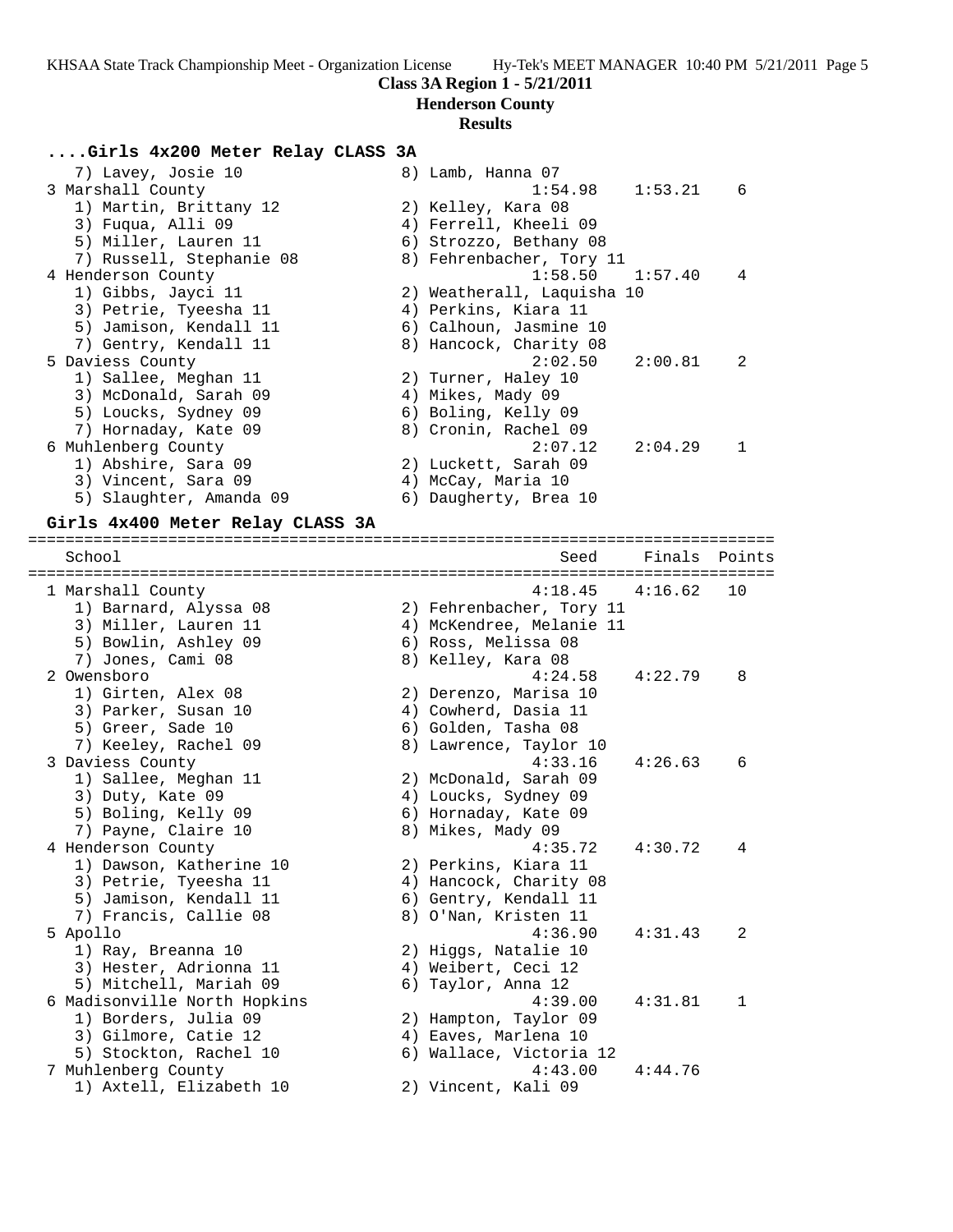### ....Girls 4x200 Meter Relay CLASS 3A

| School | Seed | Finals | Points |
|---|---|---|---|
| 7) Lavey, Josie 10 — 8) Lamb, Hanna 07 | | | |
| 3 Marshall County | 1:54.98 | 1:53.21 | 6 |
| 1) Martin, Brittany 12 — 2) Kelley, Kara 08 — 3) Fuqua, Alli 09 — 4) Ferrell, Kheeli 09 — 5) Miller, Lauren 11 — 6) Strozzo, Bethany 08 — 7) Russell, Stephanie 08 — 8) Fehrenbacher, Tory 11 | | | |
| 4 Henderson County | 1:58.50 | 1:57.40 | 4 |
| 1) Gibbs, Jayci 11 — 2) Weatherall, Laquisha 10 — 3) Petrie, Tyeesha 11 — 4) Perkins, Kiara 11 — 5) Jamison, Kendall 11 — 6) Calhoun, Jasmine 10 — 7) Gentry, Kendall 11 — 8) Hancock, Charity 08 | | | |
| 5 Daviess County | 2:02.50 | 2:00.81 | 2 |
| 1) Sallee, Meghan 11 — 2) Turner, Haley 10 — 3) McDonald, Sarah 09 — 4) Mikes, Mady 09 — 5) Loucks, Sydney 09 — 6) Boling, Kelly 09 — 7) Hornaday, Kate 09 — 8) Cronin, Rachel 09 | | | |
| 6 Muhlenberg County | 2:07.12 | 2:04.29 | 1 |
| 1) Abshire, Sara 09 — 2) Luckett, Sarah 09 — 3) Vincent, Sara 09 — 4) McCay, Maria 10 — 5) Slaughter, Amanda 09 — 6) Daugherty, Brea 10 | | | |

### Girls 4x400 Meter Relay CLASS 3A

| School | Seed | Finals | Points |
|---|---|---|---|
| 1 Marshall County | 4:18.45 | 4:16.62 | 10 |
| 1) Barnard, Alyssa 08 — 2) Fehrenbacher, Tory 11 — 3) Miller, Lauren 11 — 4) McKendree, Melanie 11 — 5) Bowlin, Ashley 09 — 6) Ross, Melissa 08 — 7) Jones, Cami 08 — 8) Kelley, Kara 08 | | | |
| 2 Owensboro | 4:24.58 | 4:22.79 | 8 |
| 1) Girten, Alex 08 — 2) Derenzo, Marisa 10 — 3) Parker, Susan 10 — 4) Cowherd, Dasia 11 — 5) Greer, Sade 10 — 6) Golden, Tasha 08 — 7) Keeley, Rachel 09 — 8) Lawrence, Taylor 10 | | | |
| 3 Daviess County | 4:33.16 | 4:26.63 | 6 |
| 1) Sallee, Meghan 11 — 2) McDonald, Sarah 09 — 3) Duty, Kate 09 — 4) Loucks, Sydney 09 — 5) Boling, Kelly 09 — 6) Hornaday, Kate 09 — 7) Payne, Claire 10 — 8) Mikes, Mady 09 | | | |
| 4 Henderson County | 4:35.72 | 4:30.72 | 4 |
| 1) Dawson, Katherine 10 — 2) Perkins, Kiara 11 — 3) Petrie, Tyeesha 11 — 4) Hancock, Charity 08 — 5) Jamison, Kendall 11 — 6) Gentry, Kendall 11 — 7) Francis, Callie 08 — 8) O'Nan, Kristen 11 | | | |
| 5 Apollo | 4:36.90 | 4:31.43 | 2 |
| 1) Ray, Breanna 10 — 2) Higgs, Natalie 10 — 3) Hester, Adrionna 11 — 4) Weibert, Ceci 12 — 5) Mitchell, Mariah 09 — 6) Taylor, Anna 12 | | | |
| 6 Madisonville North Hopkins | 4:39.00 | 4:31.81 | 1 |
| 1) Borders, Julia 09 — 2) Hampton, Taylor 09 — 3) Gilmore, Catie 12 — 4) Eaves, Marlena 10 — 5) Stockton, Rachel 10 — 6) Wallace, Victoria 12 | | | |
| 7 Muhlenberg County | 4:43.00 | 4:44.76 | |
| 1) Axtell, Elizabeth 10 — 2) Vincent, Kali 09 | | | |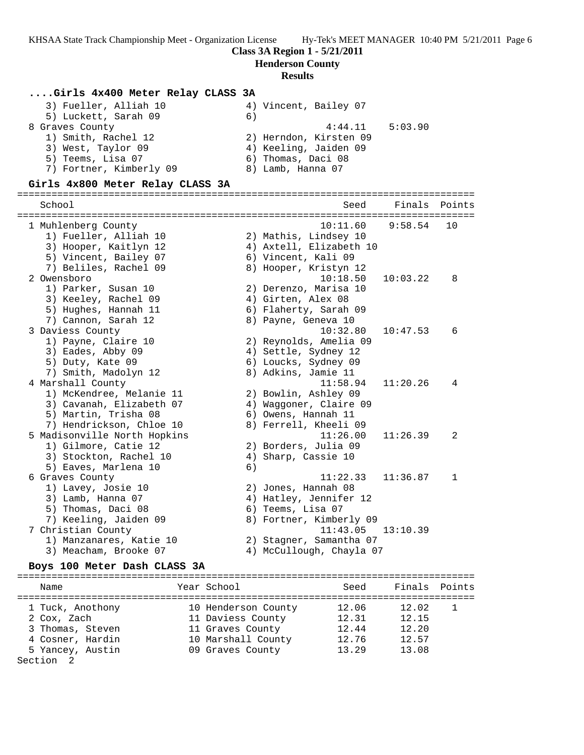**Class 3A Region 1 - 5/21/2011**
**Henderson County**
**Results**

### ....Girls 4x400 Meter Relay CLASS 3A

```
   3) Fueller, Alliah 10              4) Vincent, Bailey 07
   5) Luckett, Sarah 09               6)
 8 Graves County                               4:44.11    5:03.90
   1) Smith, Rachel 12                2) Herndon, Kirsten 09
   3) West, Taylor 09                 4) Keeling, Jaiden 09
   5) Teems, Lisa 07                  6) Thomas, Daci 08
   7) Fortner, Kimberly 09            8) Lamb, Hanna 07
```

### Girls 4x800 Meter Relay CLASS 3A

```
================================================================================
    School                                            Seed     Finals  Points
================================================================================
  1 Muhlenberg County                              10:11.60    9:58.54   10
     1) Fueller, Alliah 10              2) Mathis, Lindsey 10
     3) Hooper, Kaitlyn 12              4) Axtell, Elizabeth 10
     5) Vincent, Bailey 07              6) Vincent, Kali 09
     7) Beliles, Rachel 09              8) Hooper, Kristyn 12
  2 Owensboro                                      10:18.50   10:03.22    8
     1) Parker, Susan 10                2) Derenzo, Marisa 10
     3) Keeley, Rachel 09               4) Girten, Alex 08
     5) Hughes, Hannah 11               6) Flaherty, Sarah 09
     7) Cannon, Sarah 12                8) Payne, Geneva 10
  3 Daviess County                                 10:32.80   10:47.53    6
     1) Payne, Claire 10                2) Reynolds, Amelia 09
     3) Eades, Abby 09                  4) Settle, Sydney 12
     5) Duty, Kate 09                   6) Loucks, Sydney 09
     7) Smith, Madolyn 12               8) Adkins, Jamie 11
  4 Marshall County                                11:58.94   11:20.26    4
     1) McKendree, Melanie 11           2) Bowlin, Ashley 09
     3) Cavanah, Elizabeth 07           4) Waggoner, Claire 09
     5) Martin, Trisha 08               6) Owens, Hannah 11
     7) Hendrickson, Chloe 10           8) Ferrell, Kheeli 09
  5 Madisonville North Hopkins                     11:26.00   11:26.39    2
     1) Gilmore, Catie 12               2) Borders, Julia 09
     3) Stockton, Rachel 10             4) Sharp, Cassie 10
     5) Eaves, Marlena 10               6)
  6 Graves County                                  11:22.33   11:36.87    1
     1) Lavey, Josie 10                 2) Jones, Hannah 08
     3) Lamb, Hanna 07                  4) Hatley, Jennifer 12
     5) Thomas, Daci 08                 6) Teems, Lisa 07
     7) Keeling, Jaiden 09              8) Fortner, Kimberly 09
  7 Christian County                               11:43.05   13:10.39
     1) Manzanares, Katie 10            2) Stagner, Samantha 07
     3) Meacham, Brooke 07              4) McCullough, Chayla 07
```

### Boys 100 Meter Dash CLASS 3A

```
================================================================================
    Name                    Year School               Seed     Finals  Points
================================================================================
  1 Tuck, Anothony          10 Henderson County      12.06      12.02    1
  2 Cox, Zach               11 Daviess County        12.31      12.15
  3 Thomas, Steven          11 Graves County         12.44      12.20
  4 Cosner, Hardin          10 Marshall County       12.76      12.57
  5 Yancey, Austin          09 Graves County         13.29      13.08
Section  2
```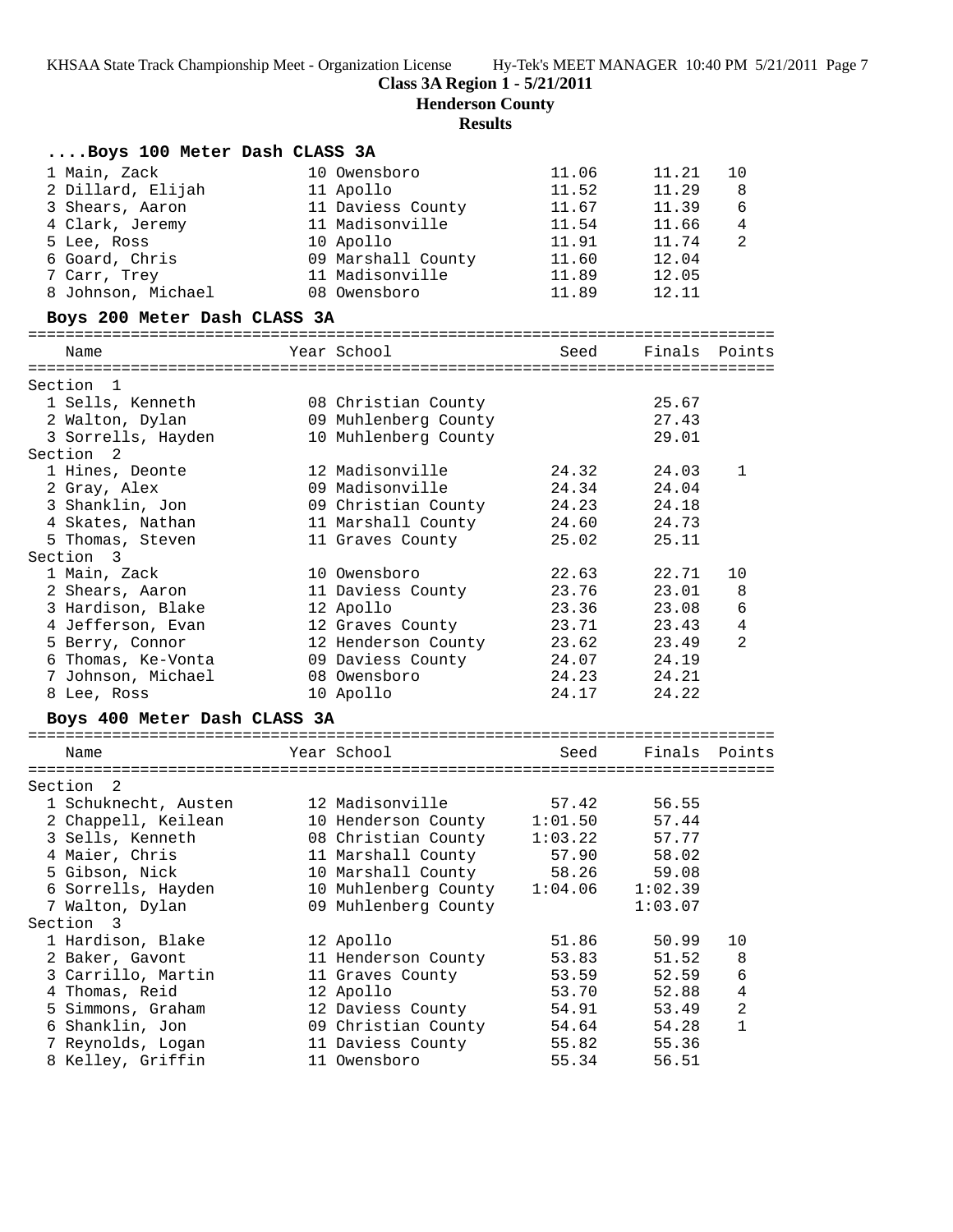**Class 3A Region 1 - 5/21/2011**
**Henderson County**
**Results**

### ....Boys 100 Meter Dash CLASS 3A

| Place | Name | Year | School | Seed | Finals | Points |
|---|---|---|---|---|---|---|
| 1 | Main, Zack | 10 | Owensboro | 11.06 | 11.21 | 10 |
| 2 | Dillard, Elijah | 11 | Apollo | 11.52 | 11.29 | 8 |
| 3 | Shears, Aaron | 11 | Daviess County | 11.67 | 11.39 | 6 |
| 4 | Clark, Jeremy | 11 | Madisonville | 11.54 | 11.66 | 4 |
| 5 | Lee, Ross | 10 | Apollo | 11.91 | 11.74 | 2 |
| 6 | Goard, Chris | 09 | Marshall County | 11.60 | 12.04 | |
| 7 | Carr, Trey | 11 | Madisonville | 11.89 | 12.05 | |
| 8 | Johnson, Michael | 08 | Owensboro | 11.89 | 12.11 | |

### Boys 200 Meter Dash CLASS 3A

| Place | Name | Year | School | Seed | Finals | Points |
|---|---|---|---|---|---|---|
| **Section 1** | | | | | | |
| 1 | Sells, Kenneth | 08 | Christian County | | 25.67 | |
| 2 | Walton, Dylan | 09 | Muhlenberg County | | 27.43 | |
| 3 | Sorrells, Hayden | 10 | Muhlenberg County | | 29.01 | |
| **Section 2** | | | | | | |
| 1 | Hines, Deonte | 12 | Madisonville | 24.32 | 24.03 | 1 |
| 2 | Gray, Alex | 09 | Madisonville | 24.34 | 24.04 | |
| 3 | Shanklin, Jon | 09 | Christian County | 24.23 | 24.18 | |
| 4 | Skates, Nathan | 11 | Marshall County | 24.60 | 24.73 | |
| 5 | Thomas, Steven | 11 | Graves County | 25.02 | 25.11 | |
| **Section 3** | | | | | | |
| 1 | Main, Zack | 10 | Owensboro | 22.63 | 22.71 | 10 |
| 2 | Shears, Aaron | 11 | Daviess County | 23.76 | 23.01 | 8 |
| 3 | Hardison, Blake | 12 | Apollo | 23.36 | 23.08 | 6 |
| 4 | Jefferson, Evan | 12 | Graves County | 23.71 | 23.43 | 4 |
| 5 | Berry, Connor | 12 | Henderson County | 23.62 | 23.49 | 2 |
| 6 | Thomas, Ke-Vonta | 09 | Daviess County | 24.07 | 24.19 | |
| 7 | Johnson, Michael | 08 | Owensboro | 24.23 | 24.21 | |
| 8 | Lee, Ross | 10 | Apollo | 24.17 | 24.22 | |

### Boys 400 Meter Dash CLASS 3A

| Place | Name | Year | School | Seed | Finals | Points |
|---|---|---|---|---|---|---|
| **Section 2** | | | | | | |
| 1 | Schuknecht, Austen | 12 | Madisonville | 57.42 | 56.55 | |
| 2 | Chappell, Keilean | 10 | Henderson County | 1:01.50 | 57.44 | |
| 3 | Sells, Kenneth | 08 | Christian County | 1:03.22 | 57.77 | |
| 4 | Maier, Chris | 11 | Marshall County | 57.90 | 58.02 | |
| 5 | Gibson, Nick | 10 | Marshall County | 58.26 | 59.08 | |
| 6 | Sorrells, Hayden | 10 | Muhlenberg County | 1:04.06 | 1:02.39 | |
| 7 | Walton, Dylan | 09 | Muhlenberg County | | 1:03.07 | |
| **Section 3** | | | | | | |
| 1 | Hardison, Blake | 12 | Apollo | 51.86 | 50.99 | 10 |
| 2 | Baker, Gavont | 11 | Henderson County | 53.83 | 51.52 | 8 |
| 3 | Carrillo, Martin | 11 | Graves County | 53.59 | 52.59 | 6 |
| 4 | Thomas, Reid | 12 | Apollo | 53.70 | 52.88 | 4 |
| 5 | Simmons, Graham | 12 | Daviess County | 54.91 | 53.49 | 2 |
| 6 | Shanklin, Jon | 09 | Christian County | 54.64 | 54.28 | 1 |
| 7 | Reynolds, Logan | 11 | Daviess County | 55.82 | 55.36 | |
| 8 | Kelley, Griffin | 11 | Owensboro | 55.34 | 56.51 | |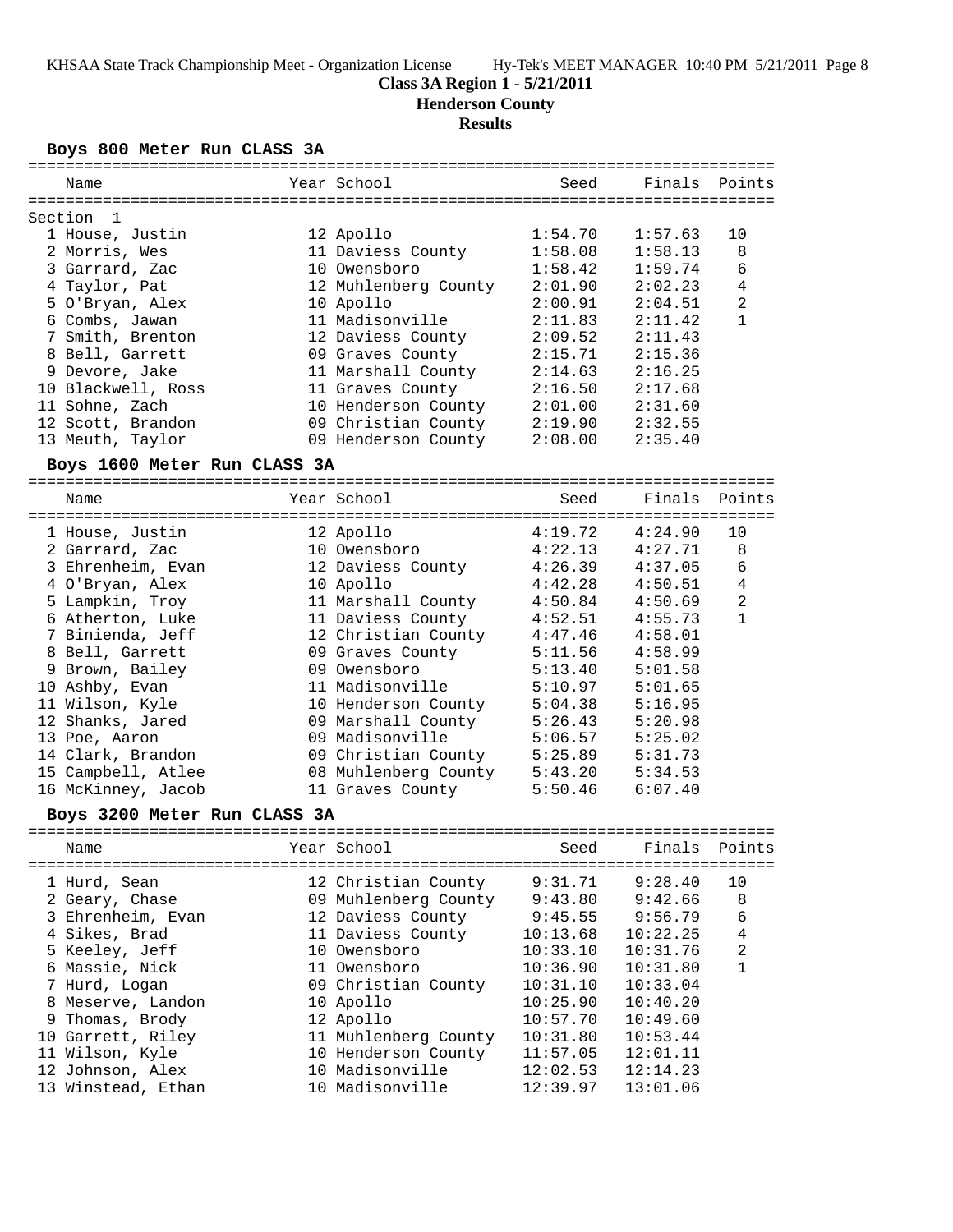**Class 3A Region 1 - 5/21/2011**

**Henderson County**

**Results**

### Boys 800 Meter Run CLASS 3A

Section 1

| Name | Year | School | Seed | Finals | Points |
|---|---|---|---|---|---|
| 1 House, Justin | 12 | Apollo | 1:54.70 | 1:57.63 | 10 |
| 2 Morris, Wes | 11 | Daviess County | 1:58.08 | 1:58.13 | 8 |
| 3 Garrard, Zac | 10 | Owensboro | 1:58.42 | 1:59.74 | 6 |
| 4 Taylor, Pat | 12 | Muhlenberg County | 2:01.90 | 2:02.23 | 4 |
| 5 O'Bryan, Alex | 10 | Apollo | 2:00.91 | 2:04.51 | 2 |
| 6 Combs, Jawan | 11 | Madisonville | 2:11.83 | 2:11.42 | 1 |
| 7 Smith, Brenton | 12 | Daviess County | 2:09.52 | 2:11.43 | |
| 8 Bell, Garrett | 09 | Graves County | 2:15.71 | 2:15.36 | |
| 9 Devore, Jake | 11 | Marshall County | 2:14.63 | 2:16.25 | |
| 10 Blackwell, Ross | 11 | Graves County | 2:16.50 | 2:17.68 | |
| 11 Sohne, Zach | 10 | Henderson County | 2:01.00 | 2:31.60 | |
| 12 Scott, Brandon | 09 | Christian County | 2:19.90 | 2:32.55 | |
| 13 Meuth, Taylor | 09 | Henderson County | 2:08.00 | 2:35.40 | |

### Boys 1600 Meter Run CLASS 3A

| Name | Year | School | Seed | Finals | Points |
|---|---|---|---|---|---|
| 1 House, Justin | 12 | Apollo | 4:19.72 | 4:24.90 | 10 |
| 2 Garrard, Zac | 10 | Owensboro | 4:22.13 | 4:27.71 | 8 |
| 3 Ehrenheim, Evan | 12 | Daviess County | 4:26.39 | 4:37.05 | 6 |
| 4 O'Bryan, Alex | 10 | Apollo | 4:42.28 | 4:50.51 | 4 |
| 5 Lampkin, Troy | 11 | Marshall County | 4:50.84 | 4:50.69 | 2 |
| 6 Atherton, Luke | 11 | Daviess County | 4:52.51 | 4:55.73 | 1 |
| 7 Binienda, Jeff | 12 | Christian County | 4:47.46 | 4:58.01 | |
| 8 Bell, Garrett | 09 | Graves County | 5:11.56 | 4:58.99 | |
| 9 Brown, Bailey | 09 | Owensboro | 5:13.40 | 5:01.58 | |
| 10 Ashby, Evan | 11 | Madisonville | 5:10.97 | 5:01.65 | |
| 11 Wilson, Kyle | 10 | Henderson County | 5:04.38 | 5:16.95 | |
| 12 Shanks, Jared | 09 | Marshall County | 5:26.43 | 5:20.98 | |
| 13 Poe, Aaron | 09 | Madisonville | 5:06.57 | 5:25.02 | |
| 14 Clark, Brandon | 09 | Christian County | 5:25.89 | 5:31.73 | |
| 15 Campbell, Atlee | 08 | Muhlenberg County | 5:43.20 | 5:34.53 | |
| 16 McKinney, Jacob | 11 | Graves County | 5:50.46 | 6:07.40 | |

### Boys 3200 Meter Run CLASS 3A

| Name | Year | School | Seed | Finals | Points |
|---|---|---|---|---|---|
| 1 Hurd, Sean | 12 | Christian County | 9:31.71 | 9:28.40 | 10 |
| 2 Geary, Chase | 09 | Muhlenberg County | 9:43.80 | 9:42.66 | 8 |
| 3 Ehrenheim, Evan | 12 | Daviess County | 9:45.55 | 9:56.79 | 6 |
| 4 Sikes, Brad | 11 | Daviess County | 10:13.68 | 10:22.25 | 4 |
| 5 Keeley, Jeff | 10 | Owensboro | 10:33.10 | 10:31.76 | 2 |
| 6 Massie, Nick | 11 | Owensboro | 10:36.90 | 10:31.80 | 1 |
| 7 Hurd, Logan | 09 | Christian County | 10:31.10 | 10:33.04 | |
| 8 Meserve, Landon | 10 | Apollo | 10:25.90 | 10:40.20 | |
| 9 Thomas, Brody | 12 | Apollo | 10:57.70 | 10:49.60 | |
| 10 Garrett, Riley | 11 | Muhlenberg County | 10:31.80 | 10:53.44 | |
| 11 Wilson, Kyle | 10 | Henderson County | 11:57.05 | 12:01.11 | |
| 12 Johnson, Alex | 10 | Madisonville | 12:02.53 | 12:14.23 | |
| 13 Winstead, Ethan | 10 | Madisonville | 12:39.97 | 13:01.06 | |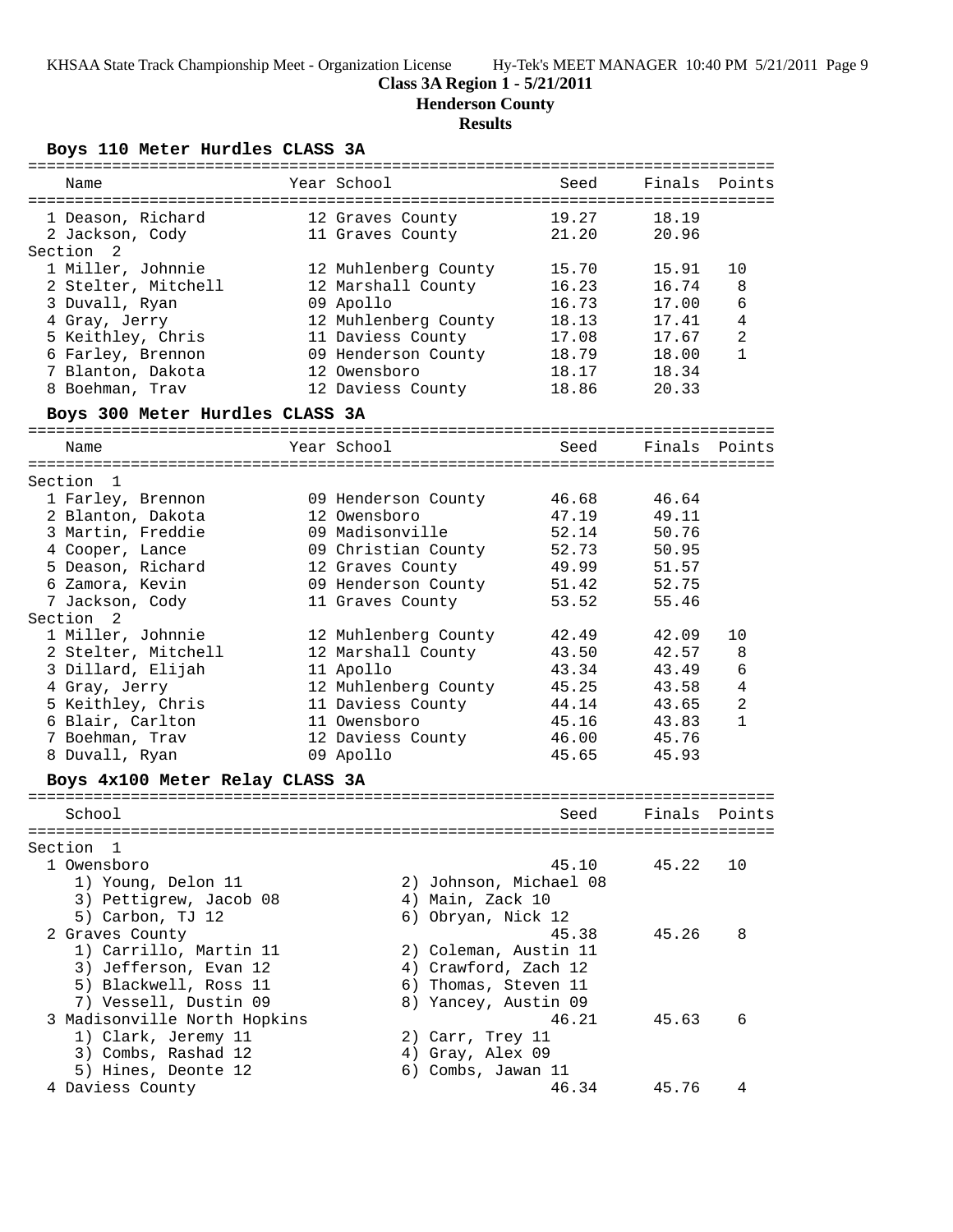**Class 3A Region 1 - 5/21/2011**
**Henderson County**
**Results**

### Boys 110 Meter Hurdles CLASS 3A

| Name | Year | School | Seed | Finals | Points |
|---|---|---|---|---|---|
| 1 Deason, Richard | 12 | Graves County | 19.27 | 18.19 | |
| 2 Jackson, Cody | 11 | Graves County | 21.20 | 20.96 | |
| **Section 2** | | | | | |
| 1 Miller, Johnnie | 12 | Muhlenberg County | 15.70 | 15.91 | 10 |
| 2 Stelter, Mitchell | 12 | Marshall County | 16.23 | 16.74 | 8 |
| 3 Duvall, Ryan | 09 | Apollo | 16.73 | 17.00 | 6 |
| 4 Gray, Jerry | 12 | Muhlenberg County | 18.13 | 17.41 | 4 |
| 5 Keithley, Chris | 11 | Daviess County | 17.08 | 17.67 | 2 |
| 6 Farley, Brennon | 09 | Henderson County | 18.79 | 18.00 | 1 |
| 7 Blanton, Dakota | 12 | Owensboro | 18.17 | 18.34 | |
| 8 Boehman, Trav | 12 | Daviess County | 18.86 | 20.33 | |

### Boys 300 Meter Hurdles CLASS 3A

| Name | Year | School | Seed | Finals | Points |
|---|---|---|---|---|---|
| **Section 1** | | | | | |
| 1 Farley, Brennon | 09 | Henderson County | 46.68 | 46.64 | |
| 2 Blanton, Dakota | 12 | Owensboro | 47.19 | 49.11 | |
| 3 Martin, Freddie | 09 | Madisonville | 52.14 | 50.76 | |
| 4 Cooper, Lance | 09 | Christian County | 52.73 | 50.95 | |
| 5 Deason, Richard | 12 | Graves County | 49.99 | 51.57 | |
| 6 Zamora, Kevin | 09 | Henderson County | 51.42 | 52.75 | |
| 7 Jackson, Cody | 11 | Graves County | 53.52 | 55.46 | |
| **Section 2** | | | | | |
| 1 Miller, Johnnie | 12 | Muhlenberg County | 42.49 | 42.09 | 10 |
| 2 Stelter, Mitchell | 12 | Marshall County | 43.50 | 42.57 | 8 |
| 3 Dillard, Elijah | 11 | Apollo | 43.34 | 43.49 | 6 |
| 4 Gray, Jerry | 12 | Muhlenberg County | 45.25 | 43.58 | 4 |
| 5 Keithley, Chris | 11 | Daviess County | 44.14 | 43.65 | 2 |
| 6 Blair, Carlton | 11 | Owensboro | 45.16 | 43.83 | 1 |
| 7 Boehman, Trav | 12 | Daviess County | 46.00 | 45.76 | |
| 8 Duvall, Ryan | 09 | Apollo | 45.65 | 45.93 | |

### Boys 4x100 Meter Relay CLASS 3A

| School | Seed | Finals | Points |
|---|---|---|---|
| **Section 1** | | | |
| 1 Owensboro | 45.10 | 45.22 | 10 |
| 1) Young, Delon 11; 2) Johnson, Michael 08; 3) Pettigrew, Jacob 08; 4) Main, Zack 10; 5) Carbon, TJ 12; 6) Obryan, Nick 12 | | | |
| 2 Graves County | 45.38 | 45.26 | 8 |
| 1) Carrillo, Martin 11; 2) Coleman, Austin 11; 3) Jefferson, Evan 12; 4) Crawford, Zach 12; 5) Blackwell, Ross 11; 6) Thomas, Steven 11; 7) Vessell, Dustin 09; 8) Yancey, Austin 09 | | | |
| 3 Madisonville North Hopkins | 46.21 | 45.63 | 6 |
| 1) Clark, Jeremy 11; 2) Carr, Trey 11; 3) Combs, Rashad 12; 4) Gray, Alex 09; 5) Hines, Deonte 12; 6) Combs, Jawan 11 | | | |
| 4 Daviess County | 46.34 | 45.76 | 4 |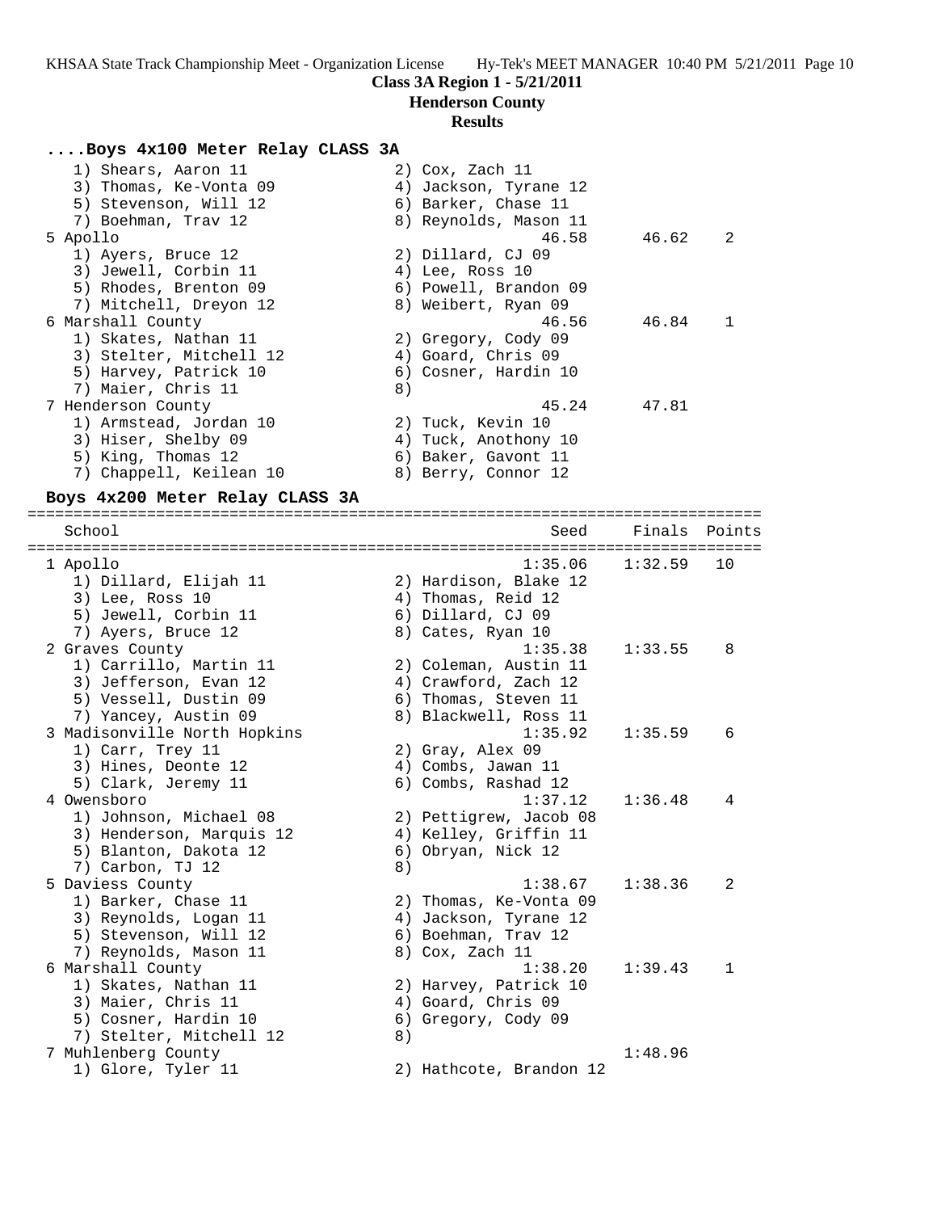### ....Boys 4x100 Meter Relay CLASS 3A

```
    1) Shears, Aaron 11                2) Cox, Zach 11
    3) Thomas, Ke-Vonta 09             4) Jackson, Tyrane 12
    5) Stevenson, Will 12              6) Barker, Chase 11
    7) Boehman, Trav 12                8) Reynolds, Mason 11
  5 Apollo                                         46.58      46.62    2
    1) Ayers, Bruce 12                 2) Dillard, CJ 09
    3) Jewell, Corbin 11               4) Lee, Ross 10
    5) Rhodes, Brenton 09              6) Powell, Brandon 09
    7) Mitchell, Dreyon 12             8) Weibert, Ryan 09
  6 Marshall County                                46.56      46.84    1
    1) Skates, Nathan 11               2) Gregory, Cody 09
    3) Stelter, Mitchell 12            4) Goard, Chris 09
    5) Harvey, Patrick 10              6) Cosner, Hardin 10
    7) Maier, Chris 11                 8)
  7 Henderson County                               45.24      47.81
    1) Armstead, Jordan 10             2) Tuck, Kevin 10
    3) Hiser, Shelby 09                4) Tuck, Anothony 10
    5) King, Thomas 12                 6) Baker, Gavont 11
    7) Chappell, Keilean 10            8) Berry, Connor 12
```

### Boys 4x200 Meter Relay CLASS 3A

```
================================================================================
    School                                           Seed     Finals  Points
================================================================================
  1 Apollo                                        1:35.06    1:32.59   10
    1) Dillard, Elijah 11              2) Hardison, Blake 12
    3) Lee, Ross 10                    4) Thomas, Reid 12
    5) Jewell, Corbin 11               6) Dillard, CJ 09
    7) Ayers, Bruce 12                 8) Cates, Ryan 10
  2 Graves County                                 1:35.38    1:33.55    8
    1) Carrillo, Martin 11             2) Coleman, Austin 11
    3) Jefferson, Evan 12              4) Crawford, Zach 12
    5) Vessell, Dustin 09              6) Thomas, Steven 11
    7) Yancey, Austin 09               8) Blackwell, Ross 11
  3 Madisonville North Hopkins                    1:35.92    1:35.59    6
    1) Carr, Trey 11                   2) Gray, Alex 09
    3) Hines, Deonte 12                4) Combs, Jawan 11
    5) Clark, Jeremy 11                6) Combs, Rashad 12
  4 Owensboro                                     1:37.12    1:36.48    4
    1) Johnson, Michael 08             2) Pettigrew, Jacob 08
    3) Henderson, Marquis 12           4) Kelley, Griffin 11
    5) Blanton, Dakota 12              6) Obryan, Nick 12
    7) Carbon, TJ 12                   8)
  5 Daviess County                                1:38.67    1:38.36    2
    1) Barker, Chase 11                2) Thomas, Ke-Vonta 09
    3) Reynolds, Logan 11              4) Jackson, Tyrane 12
    5) Stevenson, Will 12              6) Boehman, Trav 12
    7) Reynolds, Mason 11              8) Cox, Zach 11
  6 Marshall County                               1:38.20    1:39.43    1
    1) Skates, Nathan 11               2) Harvey, Patrick 10
    3) Maier, Chris 11                 4) Goard, Chris 09
    5) Cosner, Hardin 10               6) Gregory, Cody 09
    7) Stelter, Mitchell 12            8)
  7 Muhlenberg County                                        1:48.96
    1) Glore, Tyler 11                 2) Hathcote, Brandon 12
```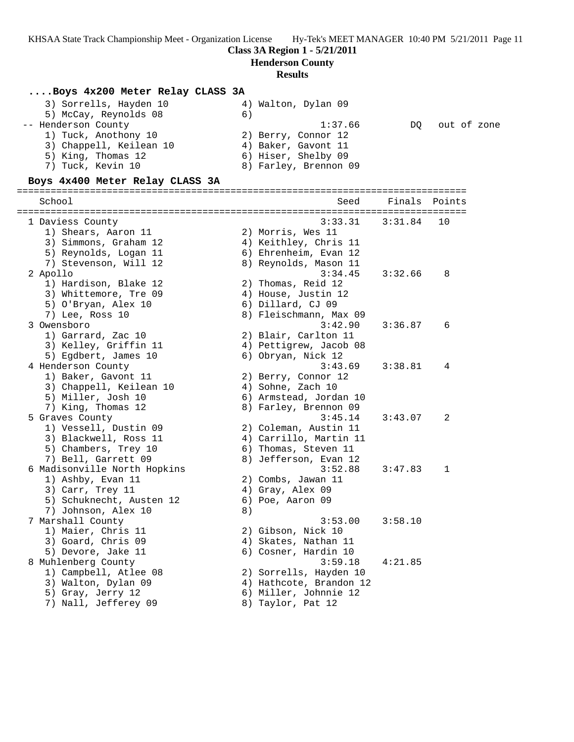Class 3A Region 1 - 5/21/2011

Henderson County

Results

#### ....Boys 4x200 Meter Relay CLASS 3A

```
    3) Sorrells, Hayden 10            4) Walton, Dylan 09
    5) McCay, Reynolds 08             6)
 -- Henderson County                           1:37.66         DQ   out of zone
    1) Tuck, Anothony 10              2) Berry, Connor 12
    3) Chappell, Keilean 10           4) Baker, Gavont 11
    5) King, Thomas 12                6) Hiser, Shelby 09
    7) Tuck, Kevin 10                 8) Farley, Brennon 09
```

#### Boys 4x400 Meter Relay CLASS 3A

```
================================================================================
   School                                            Seed    Finals  Points
================================================================================
  1 Daviess County                                3:33.31   3:31.84   10
     1) Shears, Aaron 11               2) Morris, Wes 11
     3) Simmons, Graham 12             4) Keithley, Chris 11
     5) Reynolds, Logan 11             6) Ehrenheim, Evan 12
     7) Stevenson, Will 12             8) Reynolds, Mason 11
  2 Apollo                                        3:34.45   3:32.66    8
     1) Hardison, Blake 12             2) Thomas, Reid 12
     3) Whittemore, Tre 09             4) House, Justin 12
     5) O'Bryan, Alex 10               6) Dillard, CJ 09
     7) Lee, Ross 10                   8) Fleischmann, Max 09
  3 Owensboro                                     3:42.90   3:36.87    6
     1) Garrard, Zac 10                2) Blair, Carlton 11
     3) Kelley, Griffin 11             4) Pettigrew, Jacob 08
     5) Egdbert, James 10              6) Obryan, Nick 12
  4 Henderson County                              3:43.69   3:38.81    4
     1) Baker, Gavont 11               2) Berry, Connor 12
     3) Chappell, Keilean 10           4) Sohne, Zach 10
     5) Miller, Josh 10                6) Armstead, Jordan 10
     7) King, Thomas 12                8) Farley, Brennon 09
  5 Graves County                                 3:45.14   3:43.07    2
     1) Vessell, Dustin 09             2) Coleman, Austin 11
     3) Blackwell, Ross 11             4) Carrillo, Martin 11
     5) Chambers, Trey 10              6) Thomas, Steven 11
     7) Bell, Garrett 09               8) Jefferson, Evan 12
  6 Madisonville North Hopkins                    3:52.88   3:47.83    1
     1) Ashby, Evan 11                 2) Combs, Jawan 11
     3) Carr, Trey 11                  4) Gray, Alex 09
     5) Schuknecht, Austen 12          6) Poe, Aaron 09
     7) Johnson, Alex 10               8)
  7 Marshall County                               3:53.00   3:58.10
     1) Maier, Chris 11                2) Gibson, Nick 10
     3) Goard, Chris 09                4) Skates, Nathan 11
     5) Devore, Jake 11                6) Cosner, Hardin 10
  8 Muhlenberg County                             3:59.18   4:21.85
     1) Campbell, Atlee 08             2) Sorrells, Hayden 10
     3) Walton, Dylan 09               4) Hathcote, Brandon 12
     5) Gray, Jerry 12                 6) Miller, Johnnie 12
     7) Nall, Jefferey 09              8) Taylor, Pat 12
```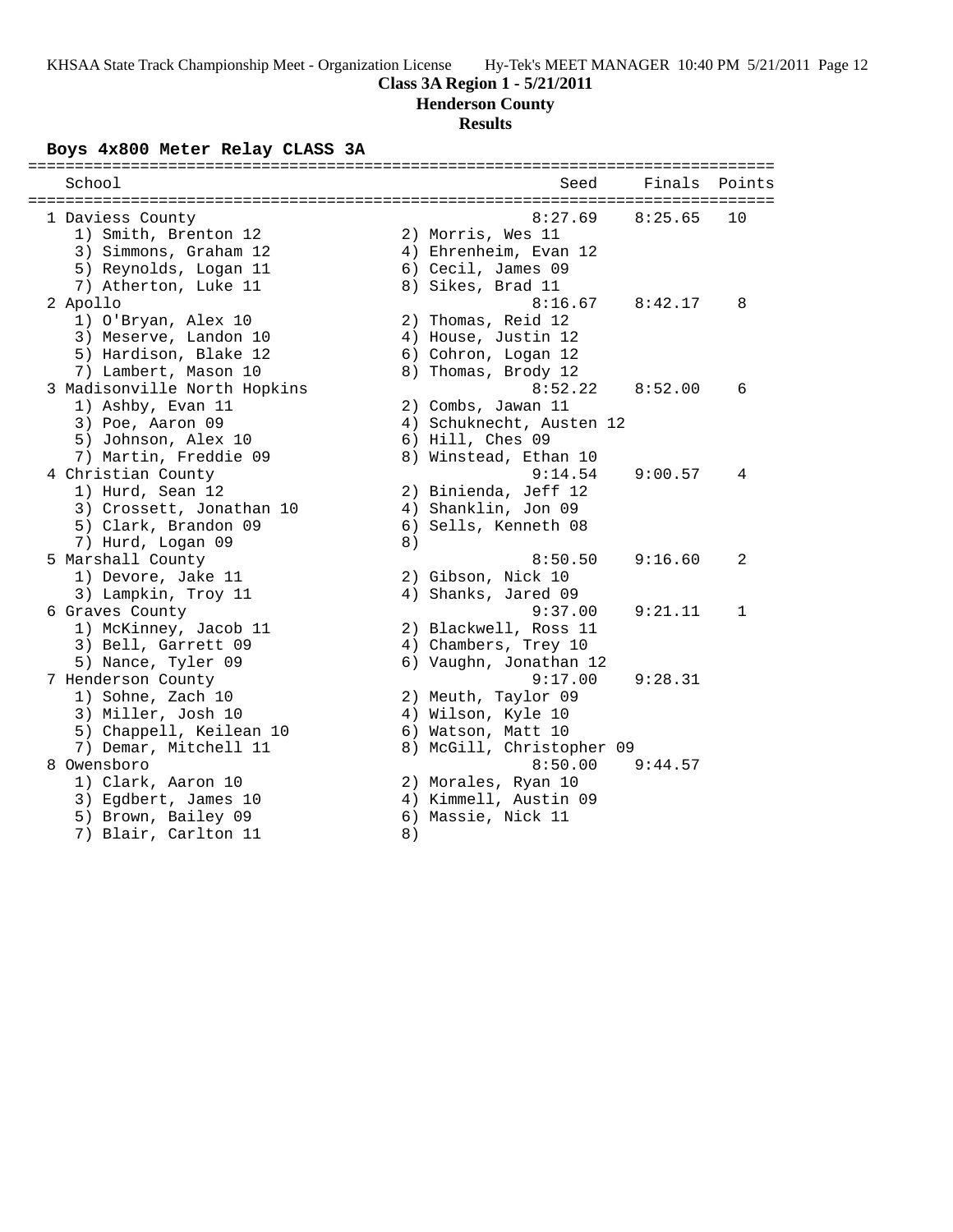**Class 3A Region 1 - 5/21/2011**

**Henderson County**

**Results**

### Boys 4x800 Meter Relay CLASS 3A

| School | Seed | Finals | Points |
|---|---|---|---|
| 1 Daviess County | 8:27.69 | 8:25.65 | 10 |
| 1) Smith, Brenton 12; 2) Morris, Wes 11; 3) Simmons, Graham 12; 4) Ehrenheim, Evan 12; 5) Reynolds, Logan 11; 6) Cecil, James 09; 7) Atherton, Luke 11; 8) Sikes, Brad 11 | | | |
| 2 Apollo | 8:16.67 | 8:42.17 | 8 |
| 1) O'Bryan, Alex 10; 2) Thomas, Reid 12; 3) Meserve, Landon 10; 4) House, Justin 12; 5) Hardison, Blake 12; 6) Cohron, Logan 12; 7) Lambert, Mason 10; 8) Thomas, Brody 12 | | | |
| 3 Madisonville North Hopkins | 8:52.22 | 8:52.00 | 6 |
| 1) Ashby, Evan 11; 2) Combs, Jawan 11; 3) Poe, Aaron 09; 4) Schuknecht, Austen 12; 5) Johnson, Alex 10; 6) Hill, Ches 09; 7) Martin, Freddie 09; 8) Winstead, Ethan 10 | | | |
| 4 Christian County | 9:14.54 | 9:00.57 | 4 |
| 1) Hurd, Sean 12; 2) Binienda, Jeff 12; 3) Crossett, Jonathan 10; 4) Shanklin, Jon 09; 5) Clark, Brandon 09; 6) Sells, Kenneth 08; 7) Hurd, Logan 09; 8) | | | |
| 5 Marshall County | 8:50.50 | 9:16.60 | 2 |
| 1) Devore, Jake 11; 2) Gibson, Nick 10; 3) Lampkin, Troy 11; 4) Shanks, Jared 09 | | | |
| 6 Graves County | 9:37.00 | 9:21.11 | 1 |
| 1) McKinney, Jacob 11; 2) Blackwell, Ross 11; 3) Bell, Garrett 09; 4) Chambers, Trey 10; 5) Nance, Tyler 09; 6) Vaughn, Jonathan 12 | | | |
| 7 Henderson County | 9:17.00 | 9:28.31 | |
| 1) Sohne, Zach 10; 2) Meuth, Taylor 09; 3) Miller, Josh 10; 4) Wilson, Kyle 10; 5) Chappell, Keilean 10; 6) Watson, Matt 10; 7) Demar, Mitchell 11; 8) McGill, Christopher 09 | | | |
| 8 Owensboro | 8:50.00 | 9:44.57 | |
| 1) Clark, Aaron 10; 2) Morales, Ryan 10; 3) Egdbert, James 10; 4) Kimmell, Austin 09; 5) Brown, Bailey 09; 6) Massie, Nick 11; 7) Blair, Carlton 11; 8) | | | |